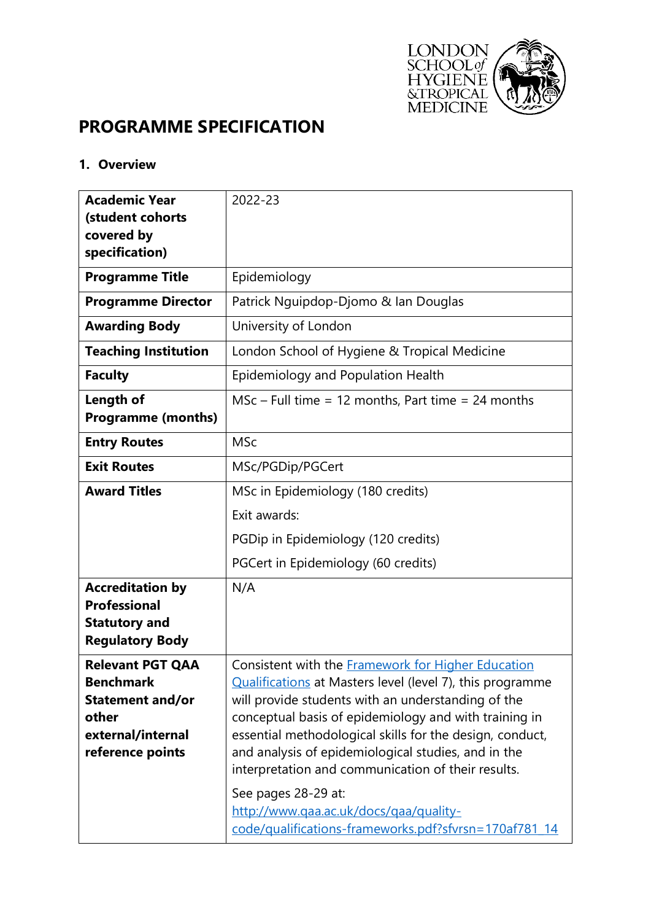# PROGRAMME SPECIFICATION

## 1. Overview

| | |
|---|---|
| **Academic Year (student cohorts covered by specification)** | 2022-23 |
| **Programme Title** | Epidemiology |
| **Programme Director** | Patrick Nguipdop-Djomo & Ian Douglas |
| **Awarding Body** | University of London |
| **Teaching Institution** | London School of Hygiene & Tropical Medicine |
| **Faculty** | Epidemiology and Population Health |
| **Length of Programme (months)** | MSc – Full time = 12 months, Part time = 24 months |
| **Entry Routes** | MSc |
| **Exit Routes** | MSc/PGDip/PGCert |
| **Award Titles** | MSc in Epidemiology (180 credits)<br><br>Exit awards:<br><br>PGDip in Epidemiology (120 credits)<br><br>PGCert in Epidemiology (60 credits) |
| **Accreditation by Professional Statutory and Regulatory Body** | N/A |
| **Relevant PGT QAA Benchmark Statement and/or other external/internal reference points** | Consistent with the [Framework for Higher Education Qualifications](http://www.qaa.ac.uk/docs/qaa/quality-code/qualifications-frameworks.pdf?sfvrsn=170af781_14) at Masters level (level 7), this programme will provide students with an understanding of the conceptual basis of epidemiology and with training in essential methodological skills for the design, conduct, and analysis of epidemiological studies, and in the interpretation and communication of their results.<br><br>See pages 28-29 at: [http://www.qaa.ac.uk/docs/qaa/quality-code/qualifications-frameworks.pdf?sfvrsn=170af781_14](http://www.qaa.ac.uk/docs/qaa/quality-code/qualifications-frameworks.pdf?sfvrsn=170af781_14) |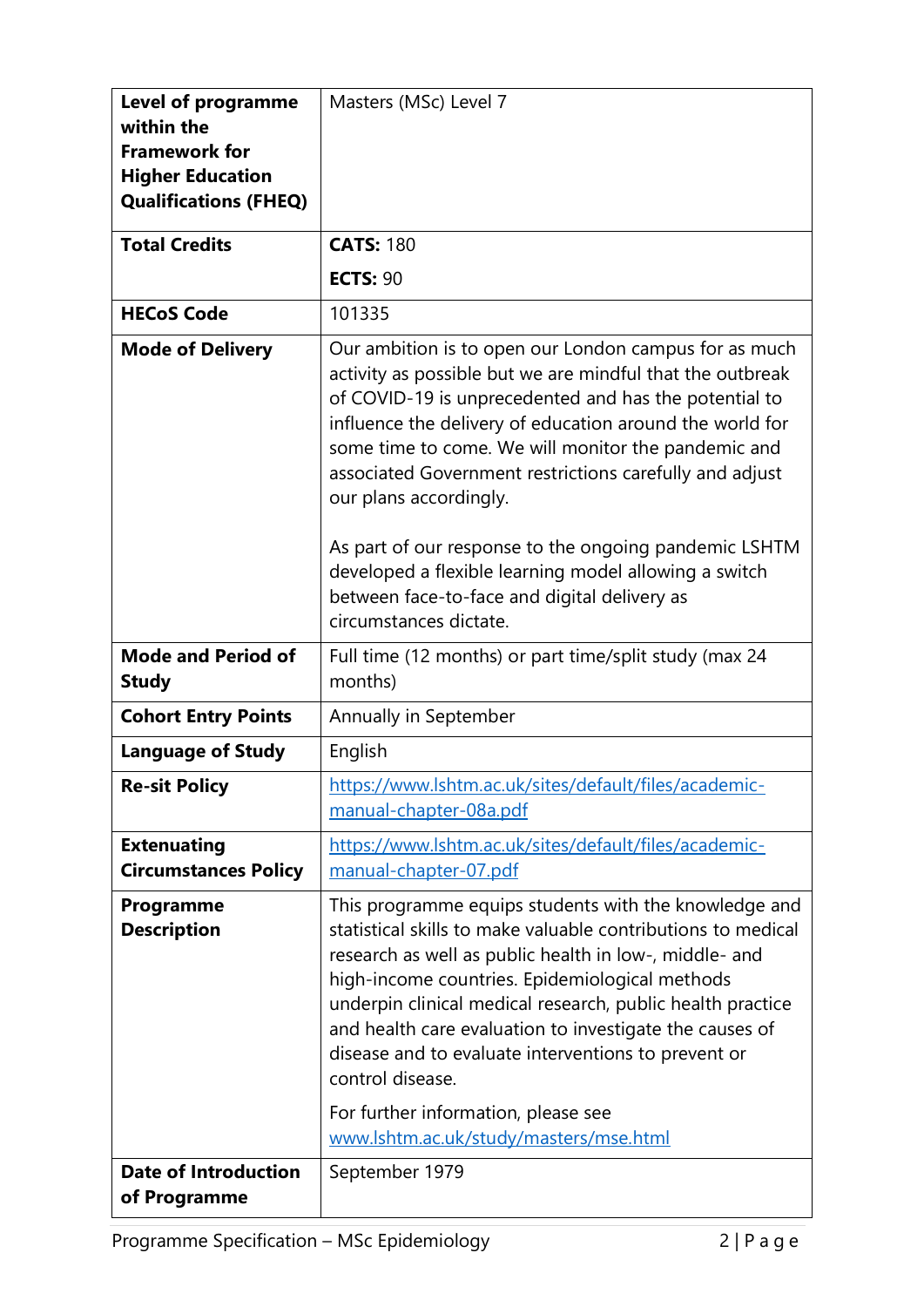| | |
|---|---|
| **Level of programme within the Framework for Higher Education Qualifications (FHEQ)** | Masters (MSc) Level 7 |
| **Total Credits** | **CATS:** 180<br>**ECTS:** 90 |
| **HECoS Code** | 101335 |
| **Mode of Delivery** | Our ambition is to open our London campus for as much activity as possible but we are mindful that the outbreak of COVID-19 is unprecedented and has the potential to influence the delivery of education around the world for some time to come. We will monitor the pandemic and associated Government restrictions carefully and adjust our plans accordingly.<br><br>As part of our response to the ongoing pandemic LSHTM developed a flexible learning model allowing a switch between face-to-face and digital delivery as circumstances dictate. |
| **Mode and Period of Study** | Full time (12 months) or part time/split study (max 24 months) |
| **Cohort Entry Points** | Annually in September |
| **Language of Study** | English |
| **Re-sit Policy** | https://www.lshtm.ac.uk/sites/default/files/academic-manual-chapter-08a.pdf |
| **Extenuating Circumstances Policy** | https://www.lshtm.ac.uk/sites/default/files/academic-manual-chapter-07.pdf |
| **Programme Description** | This programme equips students with the knowledge and statistical skills to make valuable contributions to medical research as well as public health in low-, middle- and high-income countries. Epidemiological methods underpin clinical medical research, public health practice and health care evaluation to investigate the causes of disease and to evaluate interventions to prevent or control disease.<br><br>For further information, please see www.lshtm.ac.uk/study/masters/mse.html |
| **Date of Introduction of Programme** | September 1979 |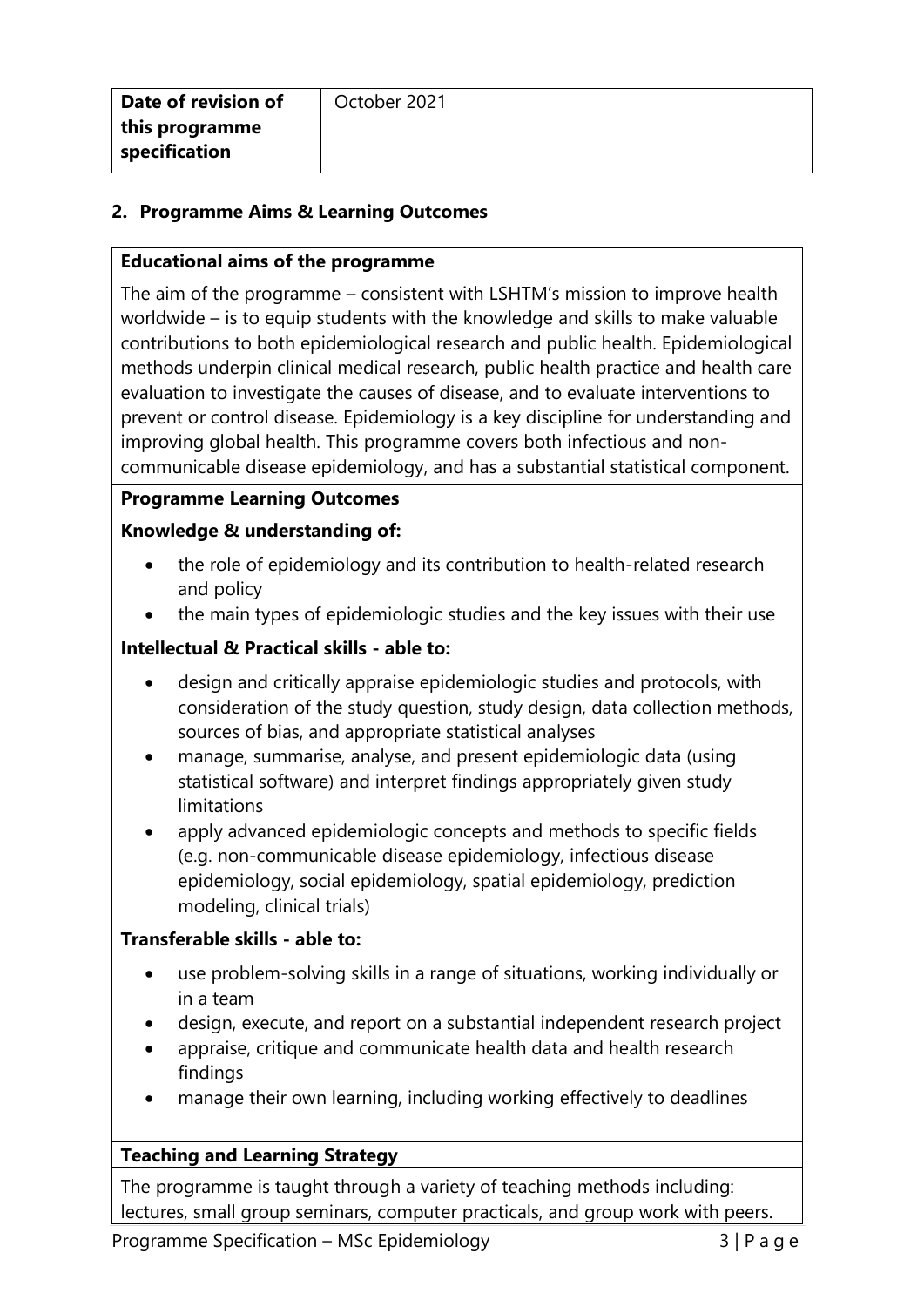| Date of revision of this programme specification | October 2021 |
| --- | --- |

## 2. Programme Aims & Learning Outcomes

### Educational aims of the programme

The aim of the programme – consistent with LSHTM's mission to improve health worldwide – is to equip students with the knowledge and skills to make valuable contributions to both epidemiological research and public health. Epidemiological methods underpin clinical medical research, public health practice and health care evaluation to investigate the causes of disease, and to evaluate interventions to prevent or control disease. Epidemiology is a key discipline for understanding and improving global health. This programme covers both infectious and non-communicable disease epidemiology, and has a substantial statistical component.

### Programme Learning Outcomes

**Knowledge & understanding of:**

- the role of epidemiology and its contribution to health-related research and policy
- the main types of epidemiologic studies and the key issues with their use

**Intellectual & Practical skills - able to:**

- design and critically appraise epidemiologic studies and protocols, with consideration of the study question, study design, data collection methods, sources of bias, and appropriate statistical analyses
- manage, summarise, analyse, and present epidemiologic data (using statistical software) and interpret findings appropriately given study limitations
- apply advanced epidemiologic concepts and methods to specific fields (e.g. non-communicable disease epidemiology, infectious disease epidemiology, social epidemiology, spatial epidemiology, prediction modeling, clinical trials)

**Transferable skills - able to:**

- use problem-solving skills in a range of situations, working individually or in a team
- design, execute, and report on a substantial independent research project
- appraise, critique and communicate health data and health research findings
- manage their own learning, including working effectively to deadlines

### Teaching and Learning Strategy

The programme is taught through a variety of teaching methods including: lectures, small group seminars, computer practicals, and group work with peers.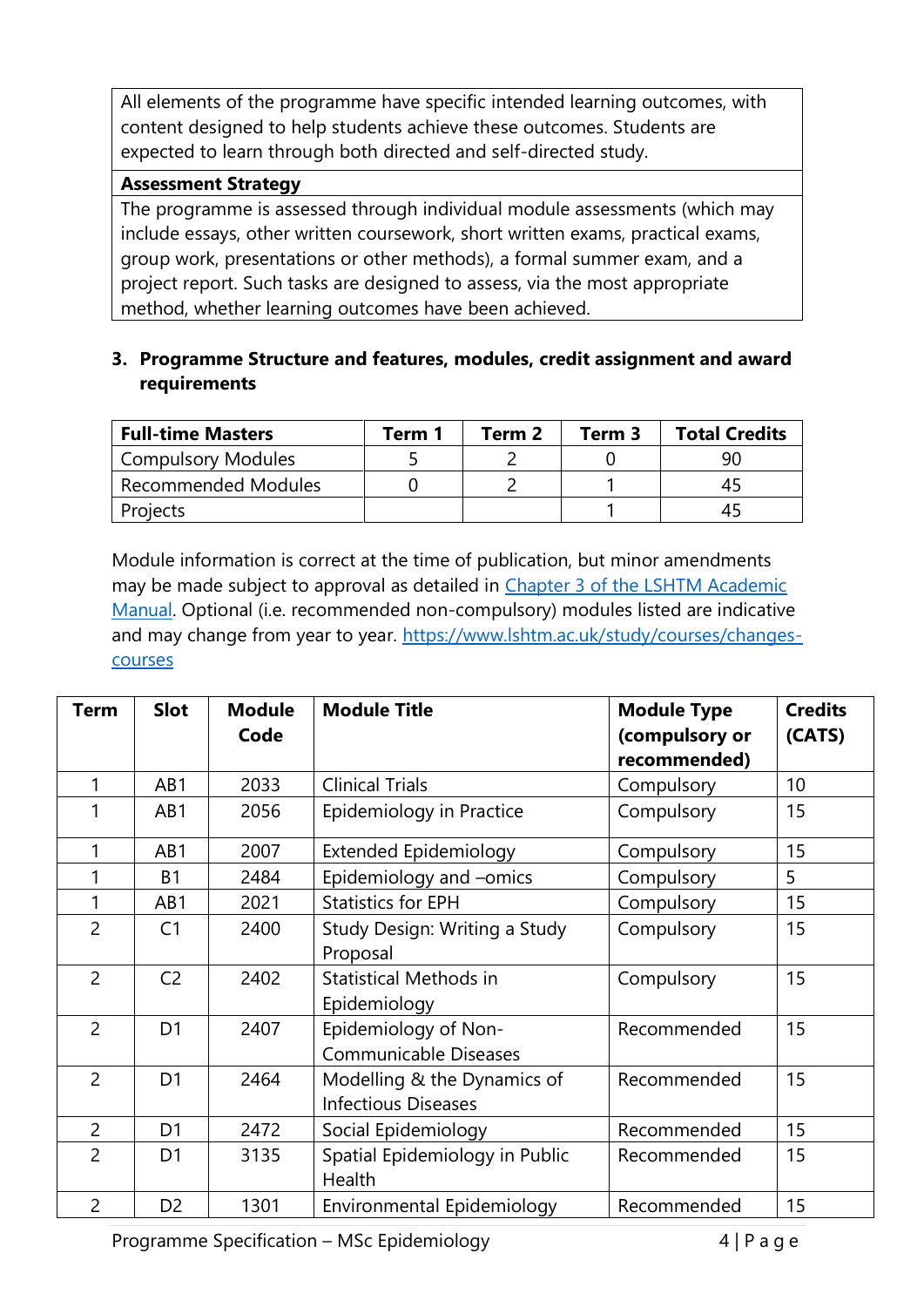All elements of the programme have specific intended learning outcomes, with content designed to help students achieve these outcomes. Students are expected to learn through both directed and self-directed study.

**Assessment Strategy**

The programme is assessed through individual module assessments (which may include essays, other written coursework, short written exams, practical exams, group work, presentations or other methods), a formal summer exam, and a project report. Such tasks are designed to assess, via the most appropriate method, whether learning outcomes have been achieved.

### 3. Programme Structure and features, modules, credit assignment and award requirements

| Full-time Masters | Term 1 | Term 2 | Term 3 | Total Credits |
|---|---|---|---|---|
| Compulsory Modules | 5 | 2 | 0 | 90 |
| Recommended Modules | 0 | 2 | 1 | 45 |
| Projects | | | 1 | 45 |

Module information is correct at the time of publication, but minor amendments may be made subject to approval as detailed in [Chapter 3 of the LSHTM Academic Manual](). Optional (i.e. recommended non-compulsory) modules listed are indicative and may change from year to year. [https://www.lshtm.ac.uk/study/courses/changes-courses](https://www.lshtm.ac.uk/study/courses/changes-courses)

| Term | Slot | Module Code | Module Title | Module Type (compulsory or recommended) | Credits (CATS) |
|---|---|---|---|---|---|
| 1 | AB1 | 2033 | Clinical Trials | Compulsory | 10 |
| 1 | AB1 | 2056 | Epidemiology in Practice | Compulsory | 15 |
| 1 | AB1 | 2007 | Extended Epidemiology | Compulsory | 15 |
| 1 | B1 | 2484 | Epidemiology and –omics | Compulsory | 5 |
| 1 | AB1 | 2021 | Statistics for EPH | Compulsory | 15 |
| 2 | C1 | 2400 | Study Design: Writing a Study Proposal | Compulsory | 15 |
| 2 | C2 | 2402 | Statistical Methods in Epidemiology | Compulsory | 15 |
| 2 | D1 | 2407 | Epidemiology of Non-Communicable Diseases | Recommended | 15 |
| 2 | D1 | 2464 | Modelling & the Dynamics of Infectious Diseases | Recommended | 15 |
| 2 | D1 | 2472 | Social Epidemiology | Recommended | 15 |
| 2 | D1 | 3135 | Spatial Epidemiology in Public Health | Recommended | 15 |
| 2 | D2 | 1301 | Environmental Epidemiology | Recommended | 15 |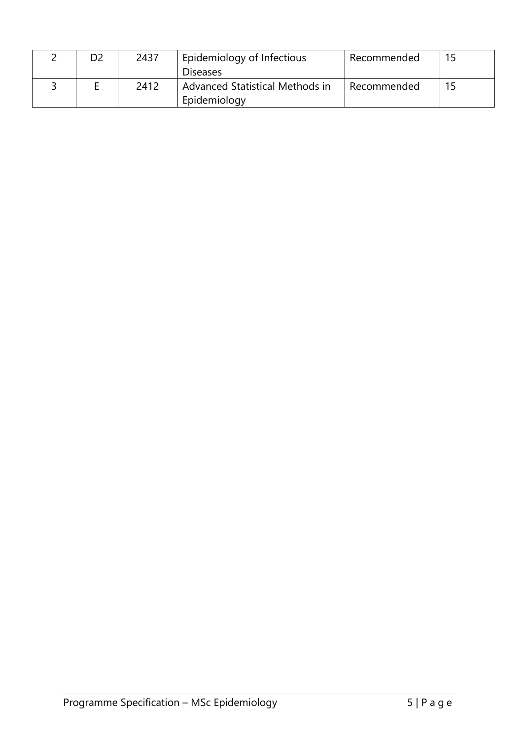| | | | | | |
|---|---|---|---|---|---|
| 2 | D2 | 2437 | Epidemiology of Infectious Diseases | Recommended | 15 |
| 3 | E | 2412 | Advanced Statistical Methods in Epidemiology | Recommended | 15 |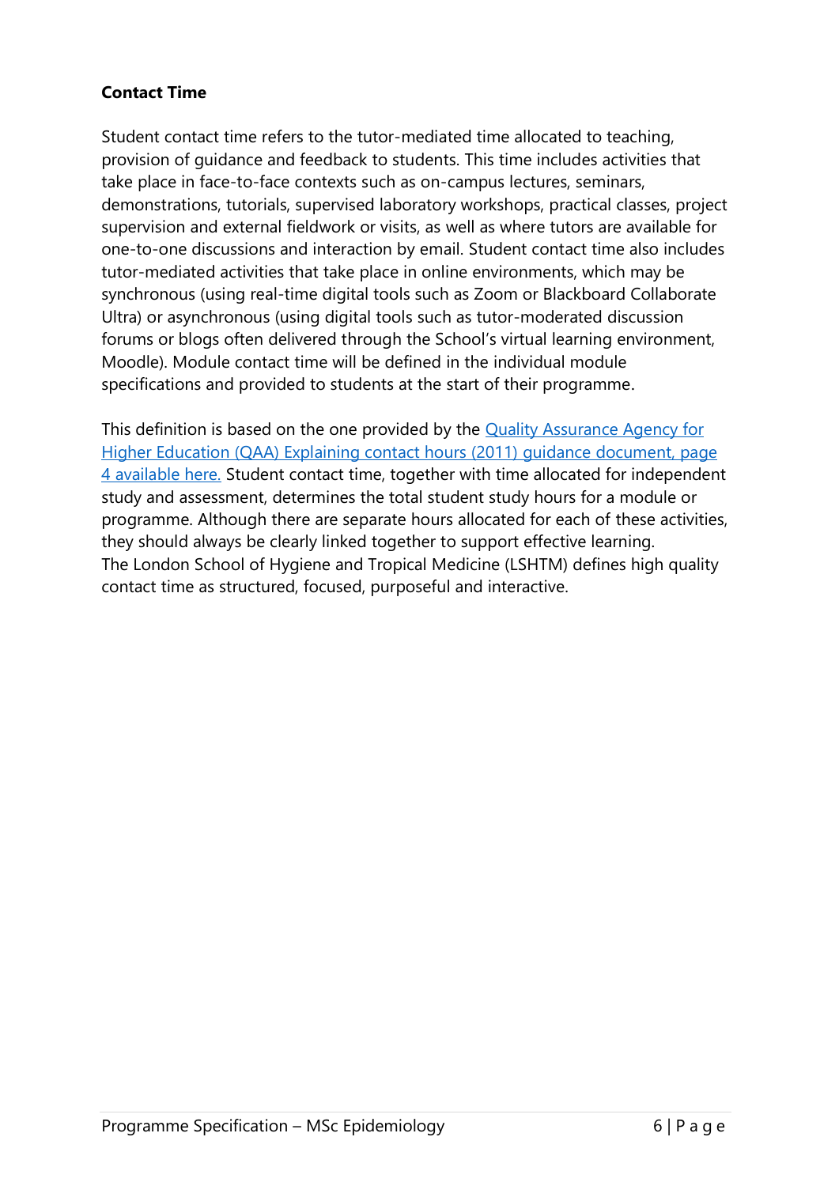**Contact Time**

Student contact time refers to the tutor-mediated time allocated to teaching, provision of guidance and feedback to students. This time includes activities that take place in face-to-face contexts such as on-campus lectures, seminars, demonstrations, tutorials, supervised laboratory workshops, practical classes, project supervision and external fieldwork or visits, as well as where tutors are available for one-to-one discussions and interaction by email. Student contact time also includes tutor-mediated activities that take place in online environments, which may be synchronous (using real-time digital tools such as Zoom or Blackboard Collaborate Ultra) or asynchronous (using digital tools such as tutor-moderated discussion forums or blogs often delivered through the School's virtual learning environment, Moodle). Module contact time will be defined in the individual module specifications and provided to students at the start of their programme.

This definition is based on the one provided by the Quality Assurance Agency for Higher Education (QAA) Explaining contact hours (2011) guidance document, page 4 available here. Student contact time, together with time allocated for independent study and assessment, determines the total student study hours for a module or programme. Although there are separate hours allocated for each of these activities, they should always be clearly linked together to support effective learning. The London School of Hygiene and Tropical Medicine (LSHTM) defines high quality contact time as structured, focused, purposeful and interactive.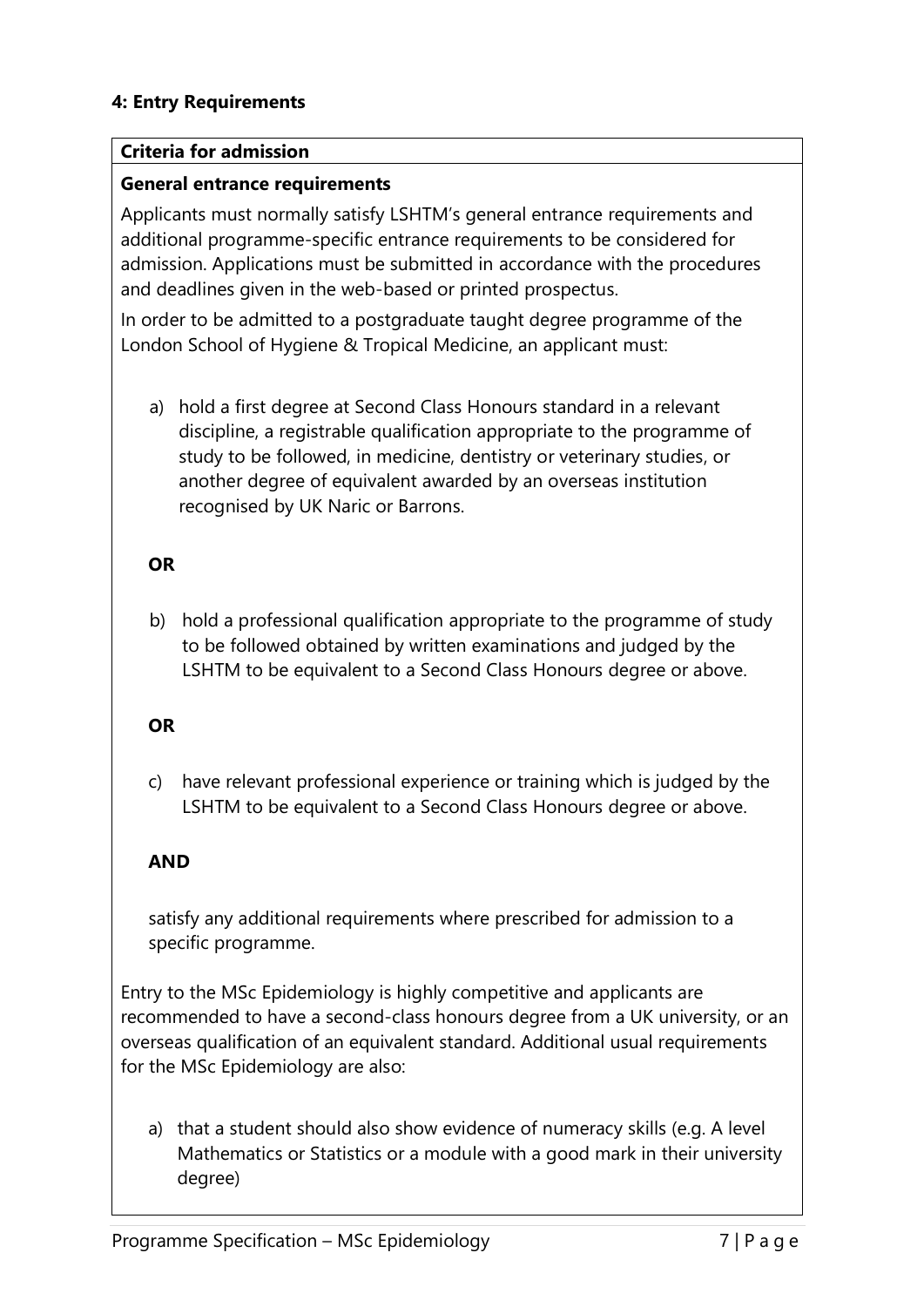## 4: Entry Requirements

**Criteria for admission**

**General entrance requirements**

Applicants must normally satisfy LSHTM's general entrance requirements and additional programme-specific entrance requirements to be considered for admission. Applications must be submitted in accordance with the procedures and deadlines given in the web-based or printed prospectus.

In order to be admitted to a postgraduate taught degree programme of the London School of Hygiene & Tropical Medicine, an applicant must:

a) hold a first degree at Second Class Honours standard in a relevant discipline, a registrable qualification appropriate to the programme of study to be followed, in medicine, dentistry or veterinary studies, or another degree of equivalent awarded by an overseas institution recognised by UK Naric or Barrons.

**OR**

b) hold a professional qualification appropriate to the programme of study to be followed obtained by written examinations and judged by the LSHTM to be equivalent to a Second Class Honours degree or above.

**OR**

c) have relevant professional experience or training which is judged by the LSHTM to be equivalent to a Second Class Honours degree or above.

**AND**

satisfy any additional requirements where prescribed for admission to a specific programme.

Entry to the MSc Epidemiology is highly competitive and applicants are recommended to have a second-class honours degree from a UK university, or an overseas qualification of an equivalent standard. Additional usual requirements for the MSc Epidemiology are also:

a) that a student should also show evidence of numeracy skills (e.g. A level Mathematics or Statistics or a module with a good mark in their university degree)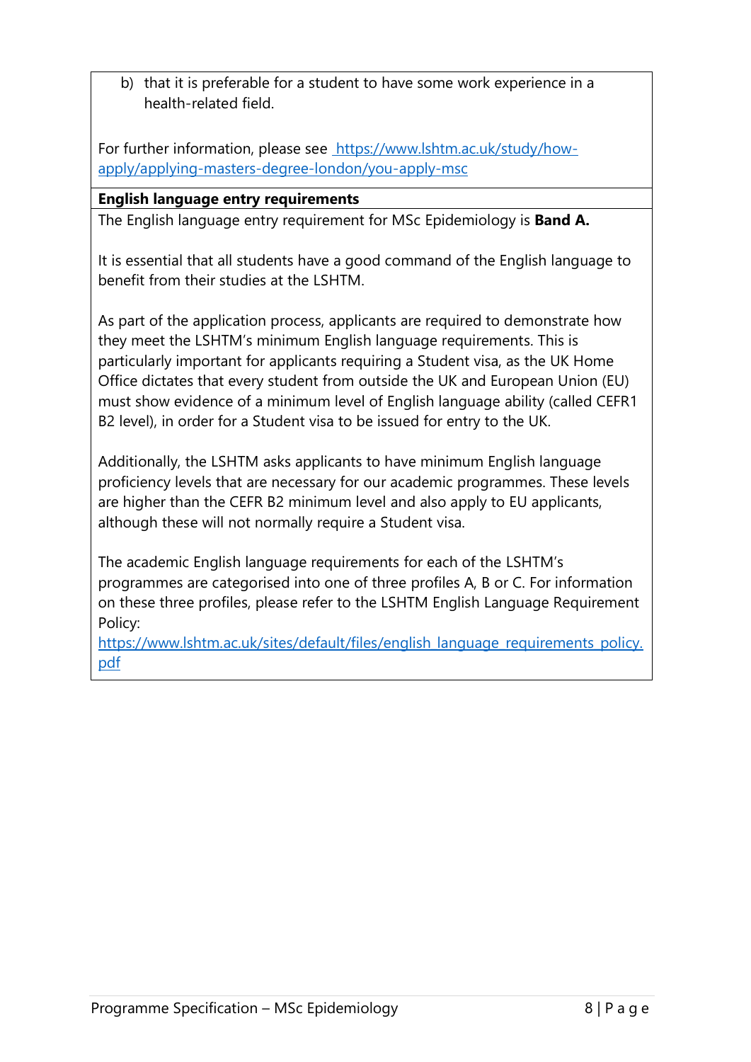b) that it is preferable for a student to have some work experience in a health-related field.

For further information, please see [https://www.lshtm.ac.uk/study/how-apply/applying-masters-degree-london/you-apply-msc](https://www.lshtm.ac.uk/study/how-apply/applying-masters-degree-london/you-apply-msc)

**English language entry requirements**

The English language entry requirement for MSc Epidemiology is **Band A.**

It is essential that all students have a good command of the English language to benefit from their studies at the LSHTM.

As part of the application process, applicants are required to demonstrate how they meet the LSHTM's minimum English language requirements. This is particularly important for applicants requiring a Student visa, as the UK Home Office dictates that every student from outside the UK and European Union (EU) must show evidence of a minimum level of English language ability (called CEFR1 B2 level), in order for a Student visa to be issued for entry to the UK.

Additionally, the LSHTM asks applicants to have minimum English language proficiency levels that are necessary for our academic programmes. These levels are higher than the CEFR B2 minimum level and also apply to EU applicants, although these will not normally require a Student visa.

The academic English language requirements for each of the LSHTM's programmes are categorised into one of three profiles A, B or C. For information on these three profiles, please refer to the LSHTM English Language Requirement Policy:
[https://www.lshtm.ac.uk/sites/default/files/english_language_requirements_policy.pdf](https://www.lshtm.ac.uk/sites/default/files/english_language_requirements_policy.pdf)